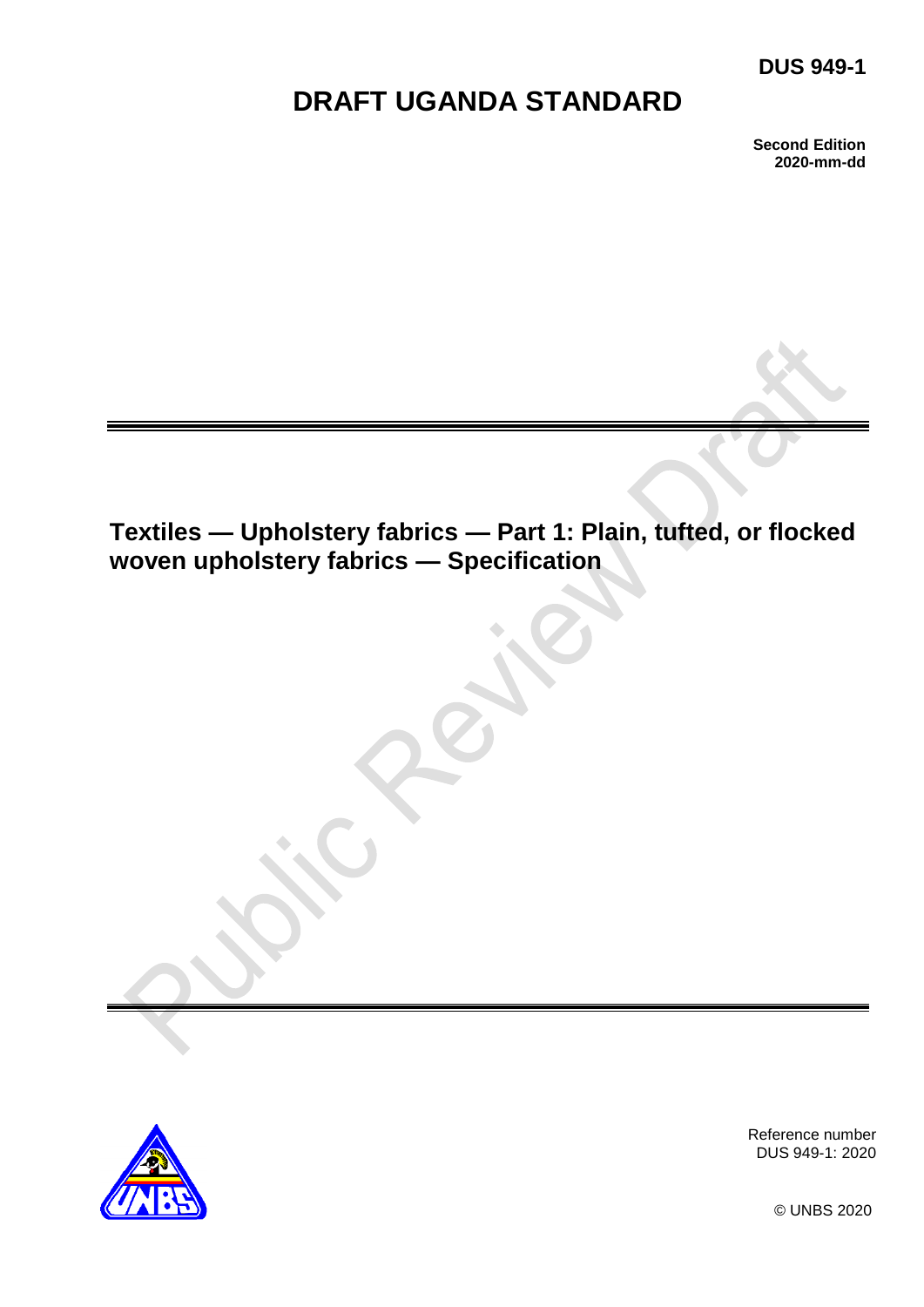**DUS 949-1**

# DRAFT UGANDA STANDARD

**Second Edition**
**2020-mm-dd**

## Textiles — Upholstery fabrics — Part 1: Plain, tufted, or flocked woven upholstery fabrics — Specification

Reference number
DUS 949-1: 2020

© UNBS 2020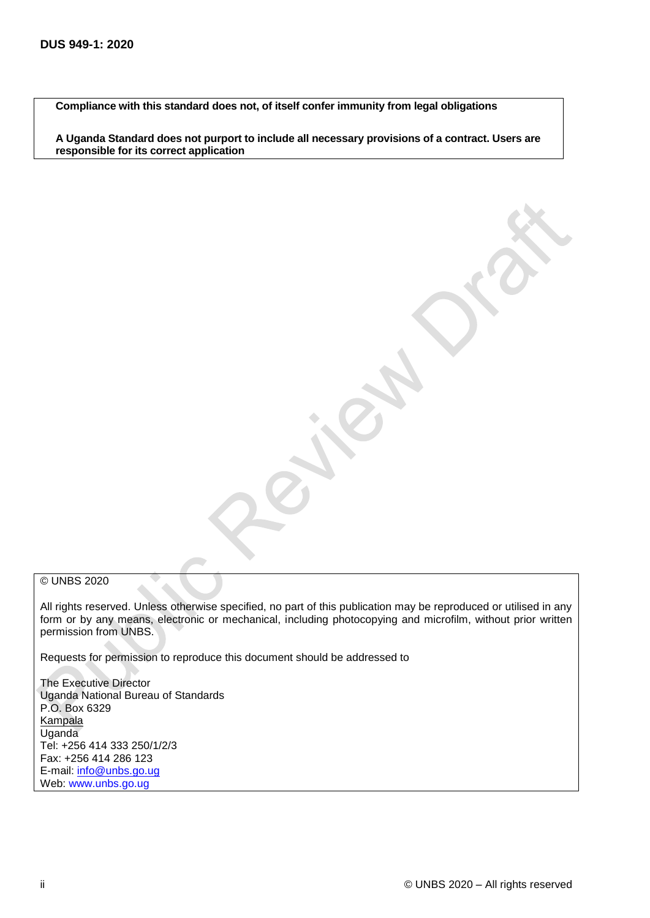**Compliance with this standard does not, of itself confer immunity from legal obligations**

**A Uganda Standard does not purport to include all necessary provisions of a contract. Users are responsible for its correct application**

© UNBS 2020

All rights reserved. Unless otherwise specified, no part of this publication may be reproduced or utilised in any form or by any means, electronic or mechanical, including photocopying and microfilm, without prior written permission from UNBS.

Requests for permission to reproduce this document should be addressed to

The Executive Director
Uganda National Bureau of Standards
P.O. Box 6329
Kampala
Uganda
Tel: +256 414 333 250/1/2/3
Fax: +256 414 286 123
E-mail: info@unbs.go.ug
Web: www.unbs.go.ug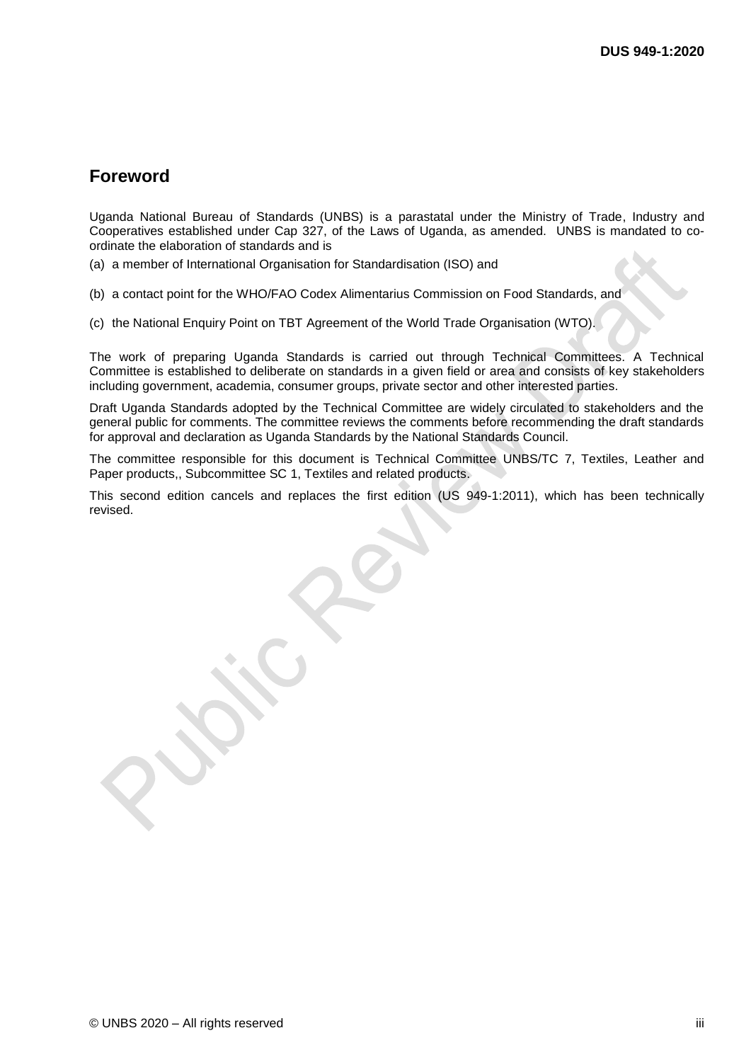## Foreword

Uganda National Bureau of Standards (UNBS) is a parastatal under the Ministry of Trade, Industry and Cooperatives established under Cap 327, of the Laws of Uganda, as amended. UNBS is mandated to co-ordinate the elaboration of standards and is

(a) a member of International Organisation for Standardisation (ISO) and

(b) a contact point for the WHO/FAO Codex Alimentarius Commission on Food Standards, and

(c) the National Enquiry Point on TBT Agreement of the World Trade Organisation (WTO).

The work of preparing Uganda Standards is carried out through Technical Committees. A Technical Committee is established to deliberate on standards in a given field or area and consists of key stakeholders including government, academia, consumer groups, private sector and other interested parties.

Draft Uganda Standards adopted by the Technical Committee are widely circulated to stakeholders and the general public for comments. The committee reviews the comments before recommending the draft standards for approval and declaration as Uganda Standards by the National Standards Council.

The committee responsible for this document is Technical Committee UNBS/TC 7, Textiles, Leather and Paper products,, Subcommittee SC 1, Textiles and related products.

This second edition cancels and replaces the first edition (US 949-1:2011), which has been technically revised.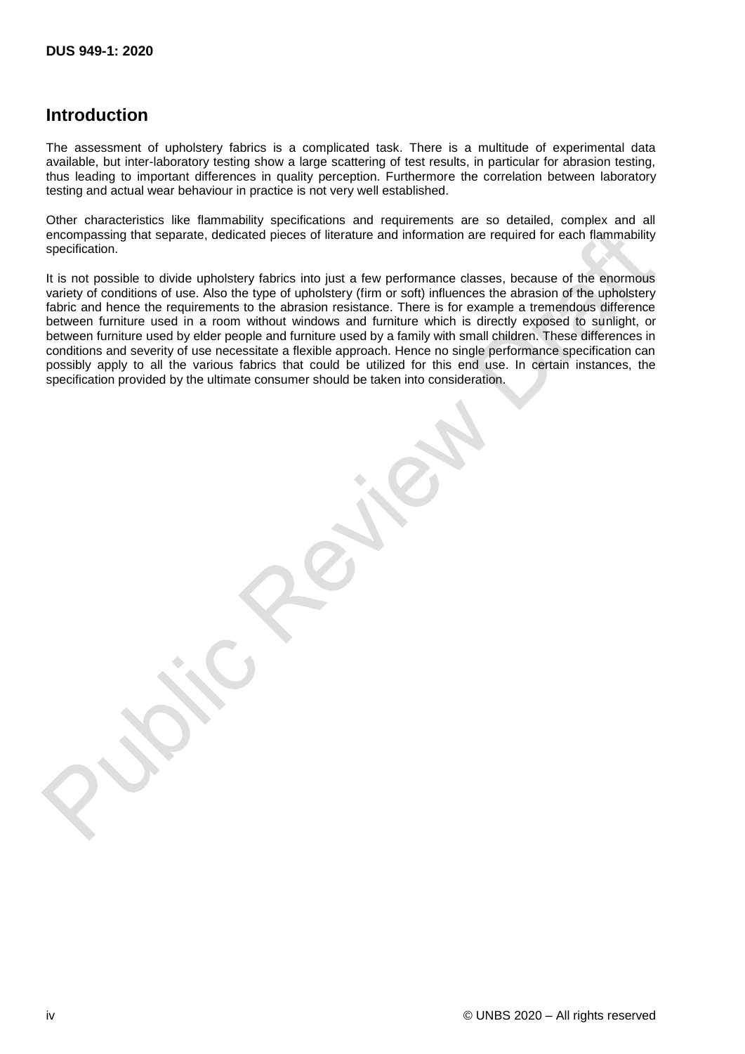## Introduction

The assessment of upholstery fabrics is a complicated task. There is a multitude of experimental data available, but inter-laboratory testing show a large scattering of test results, in particular for abrasion testing, thus leading to important differences in quality perception. Furthermore the correlation between laboratory testing and actual wear behaviour in practice is not very well established.

Other characteristics like flammability specifications and requirements are so detailed, complex and all encompassing that separate, dedicated pieces of literature and information are required for each flammability specification.

It is not possible to divide upholstery fabrics into just a few performance classes, because of the enormous variety of conditions of use. Also the type of upholstery (firm or soft) influences the abrasion of the upholstery fabric and hence the requirements to the abrasion resistance. There is for example a tremendous difference between furniture used in a room without windows and furniture which is directly exposed to sunlight, or between furniture used by elder people and furniture used by a family with small children. These differences in conditions and severity of use necessitate a flexible approach. Hence no single performance specification can possibly apply to all the various fabrics that could be utilized for this end use. In certain instances, the specification provided by the ultimate consumer should be taken into consideration.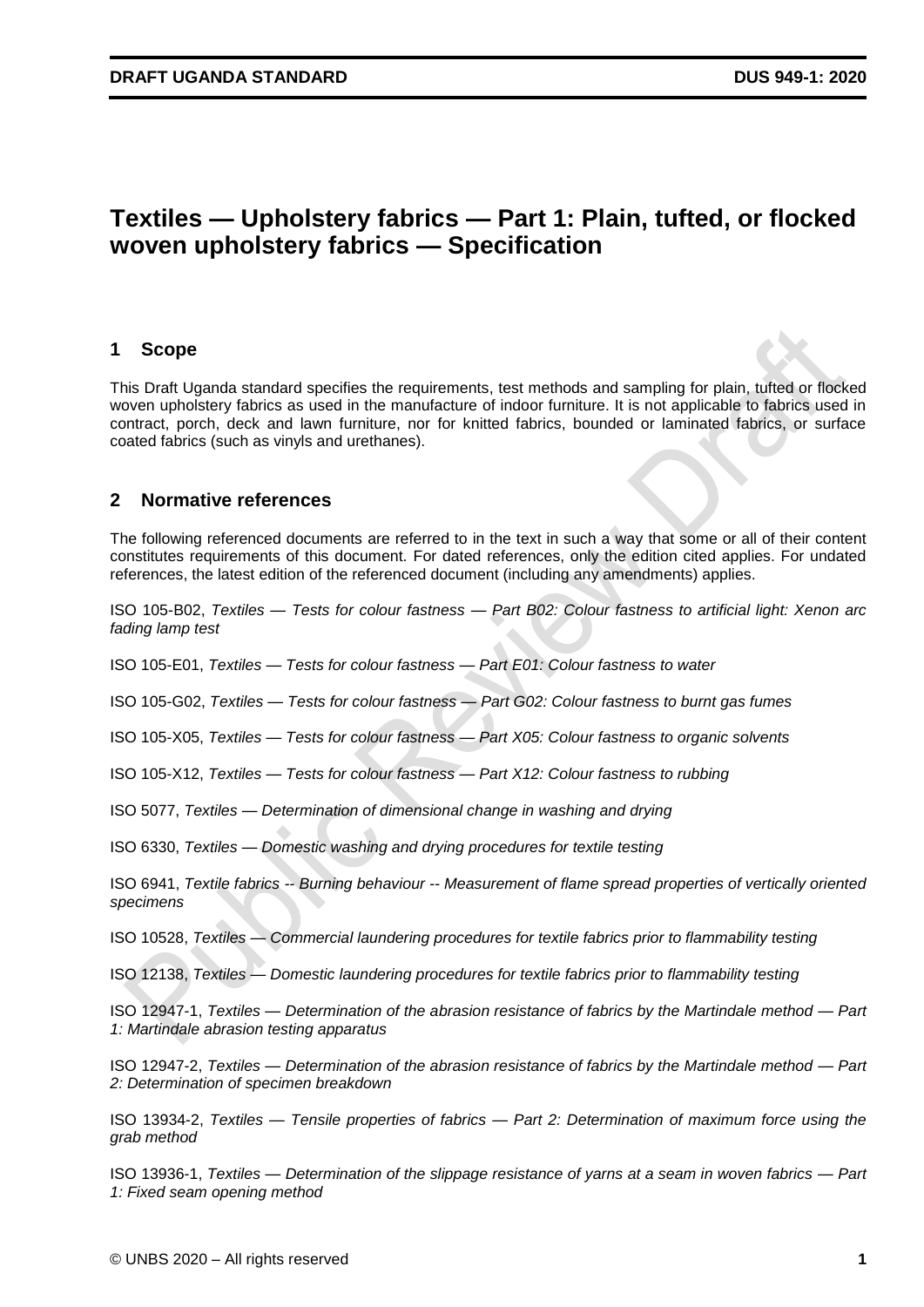# Textiles — Upholstery fabrics — Part 1: Plain, tufted, or flocked woven upholstery fabrics — Specification

## 1 Scope

This Draft Uganda standard specifies the requirements, test methods and sampling for plain, tufted or flocked woven upholstery fabrics as used in the manufacture of indoor furniture. It is not applicable to fabrics used in contract, porch, deck and lawn furniture, nor for knitted fabrics, bounded or laminated fabrics, or surface coated fabrics (such as vinyls and urethanes).

## 2 Normative references

The following referenced documents are referred to in the text in such a way that some or all of their content constitutes requirements of this document. For dated references, only the edition cited applies. For undated references, the latest edition of the referenced document (including any amendments) applies.

ISO 105-B02, *Textiles — Tests for colour fastness — Part B02: Colour fastness to artificial light: Xenon arc fading lamp test*

ISO 105-E01, *Textiles — Tests for colour fastness — Part E01: Colour fastness to water*

ISO 105-G02, *Textiles — Tests for colour fastness — Part G02: Colour fastness to burnt gas fumes*

ISO 105-X05, *Textiles — Tests for colour fastness — Part X05: Colour fastness to organic solvents*

ISO 105-X12, *Textiles — Tests for colour fastness — Part X12: Colour fastness to rubbing*

ISO 5077, *Textiles — Determination of dimensional change in washing and drying*

ISO 6330, *Textiles — Domestic washing and drying procedures for textile testing*

ISO 6941, *Textile fabrics -- Burning behaviour -- Measurement of flame spread properties of vertically oriented specimens*

ISO 10528, *Textiles — Commercial laundering procedures for textile fabrics prior to flammability testing*

ISO 12138, *Textiles — Domestic laundering procedures for textile fabrics prior to flammability testing*

ISO 12947-1, *Textiles — Determination of the abrasion resistance of fabrics by the Martindale method — Part 1: Martindale abrasion testing apparatus*

ISO 12947-2, *Textiles — Determination of the abrasion resistance of fabrics by the Martindale method — Part 2: Determination of specimen breakdown*

ISO 13934-2, *Textiles — Tensile properties of fabrics — Part 2: Determination of maximum force using the grab method*

ISO 13936-1, *Textiles — Determination of the slippage resistance of yarns at a seam in woven fabrics — Part 1: Fixed seam opening method*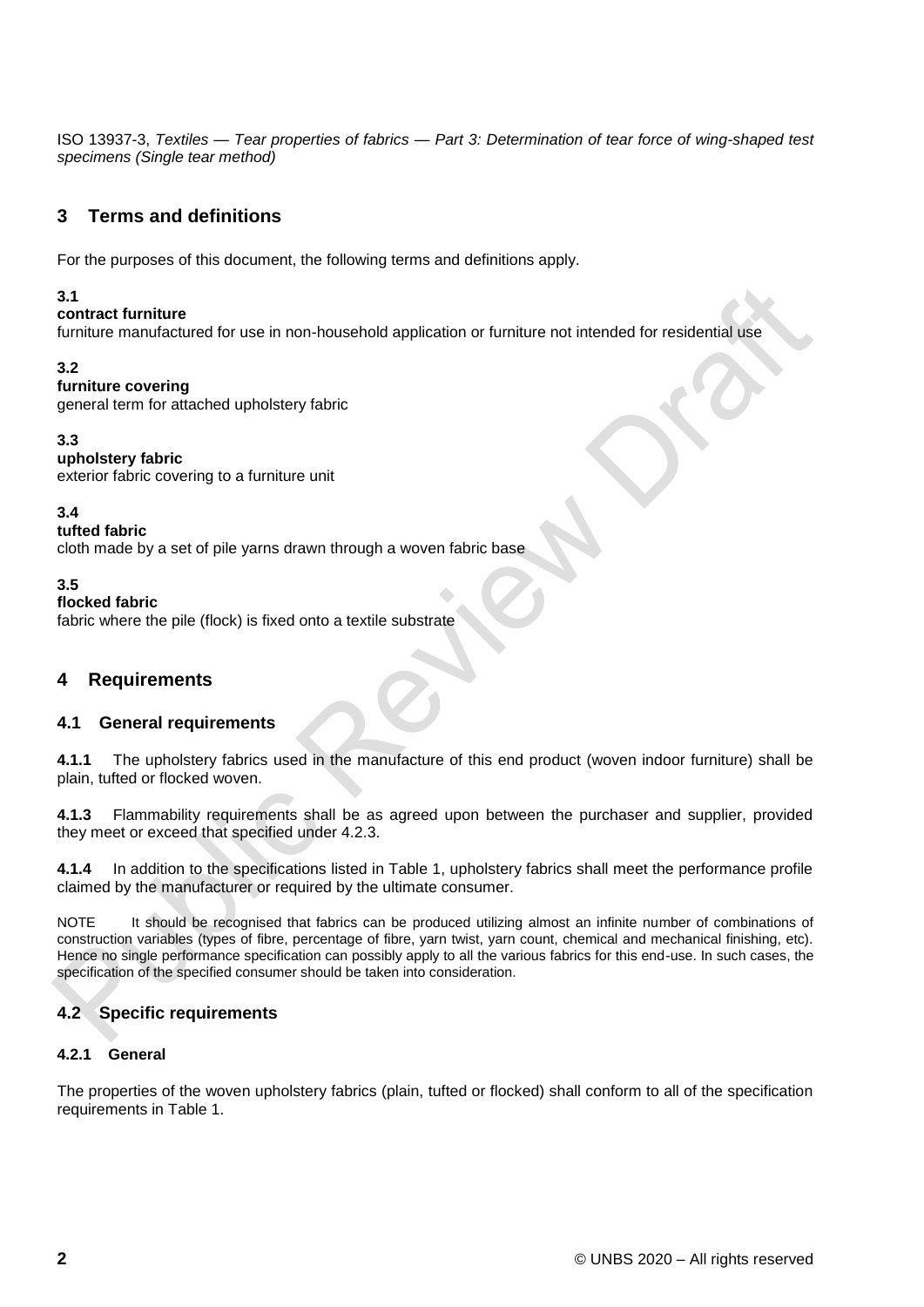ISO 13937-3, *Textiles — Tear properties of fabrics — Part 3: Determination of tear force of wing-shaped test specimens (Single tear method)*

## 3 Terms and definitions

For the purposes of this document, the following terms and definitions apply.

**3.1**
**contract furniture**
furniture manufactured for use in non-household application or furniture not intended for residential use

**3.2**
**furniture covering**
general term for attached upholstery fabric

**3.3**
**upholstery fabric**
exterior fabric covering to a furniture unit

**3.4**
**tufted fabric**
cloth made by a set of pile yarns drawn through a woven fabric base

**3.5**
**flocked fabric**
fabric where the pile (flock) is fixed onto a textile substrate

## 4 Requirements

### 4.1 General requirements

**4.1.1** The upholstery fabrics used in the manufacture of this end product (woven indoor furniture) shall be plain, tufted or flocked woven.

**4.1.3** Flammability requirements shall be as agreed upon between the purchaser and supplier, provided they meet or exceed that specified under 4.2.3.

**4.1.4** In addition to the specifications listed in Table 1, upholstery fabrics shall meet the performance profile claimed by the manufacturer or required by the ultimate consumer.

NOTE It should be recognised that fabrics can be produced utilizing almost an infinite number of combinations of construction variables (types of fibre, percentage of fibre, yarn twist, yarn count, chemical and mechanical finishing, etc). Hence no single performance specification can possibly apply to all the various fabrics for this end-use. In such cases, the specification of the specified consumer should be taken into consideration.

### 4.2 Specific requirements

#### 4.2.1 General

The properties of the woven upholstery fabrics (plain, tufted or flocked) shall conform to all of the specification requirements in Table 1.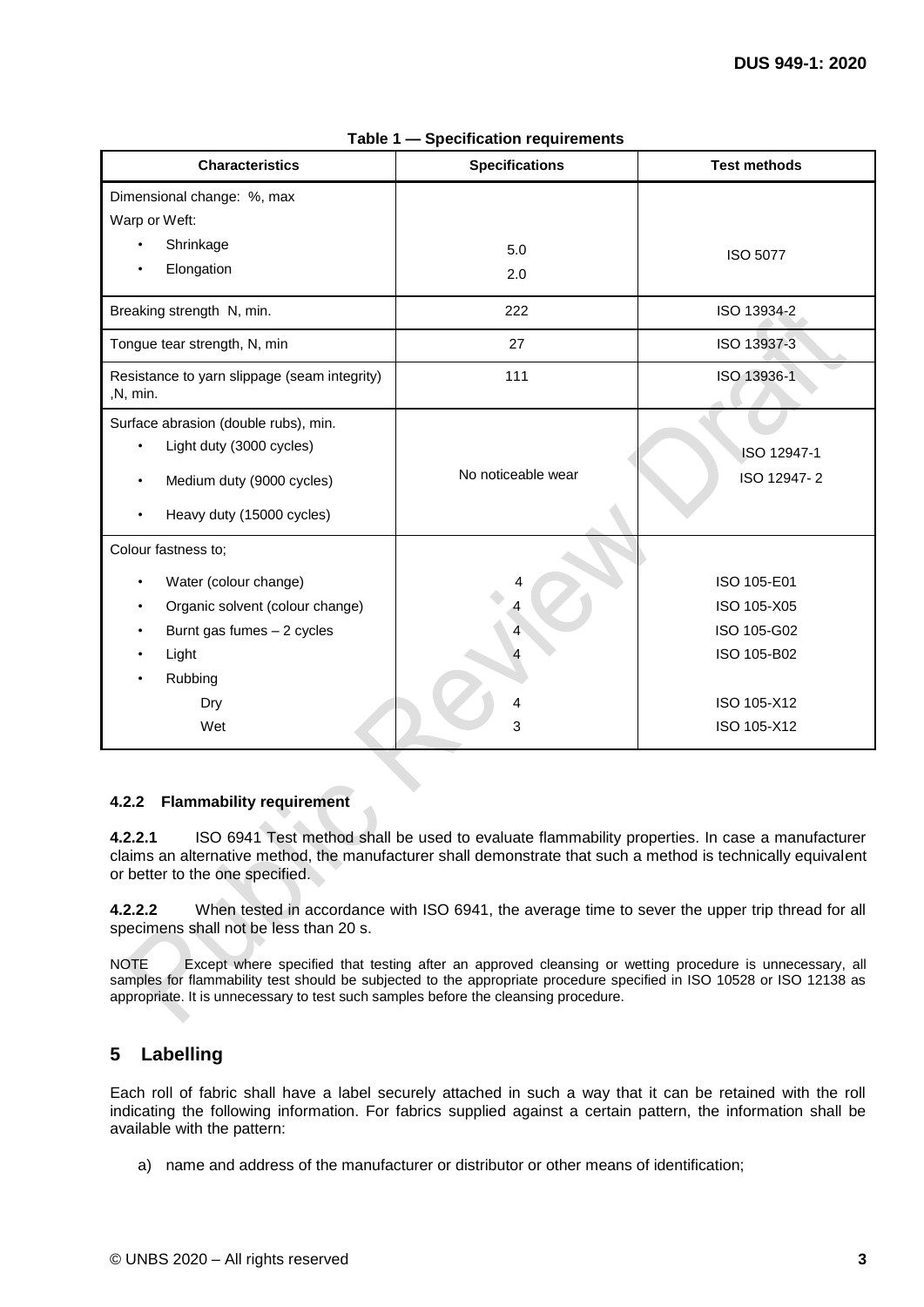**Table 1 — Specification requirements**

| Characteristics | Specifications | Test methods |
|---|---|---|
| Dimensional change: %, max<br>Warp or Weft:<br>• Shrinkage<br>• Elongation | <br><br>5.0<br>2.0 | ISO 5077 |
| Breaking strength N, min. | 222 | ISO 13934-2 |
| Tongue tear strength, N, min | 27 | ISO 13937-3 |
| Resistance to yarn slippage (seam integrity) ,N, min. | 111 | ISO 13936-1 |
| Surface abrasion (double rubs), min.<br>• Light duty (3000 cycles)<br>• Medium duty (9000 cycles)<br>• Heavy duty (15000 cycles) | No noticeable wear | ISO 12947-1<br>ISO 12947- 2 |
| Colour fastness to;<br>• Water (colour change)<br>• Organic solvent (colour change)<br>• Burnt gas fumes – 2 cycles<br>• Light<br>• Rubbing<br>Dry<br>Wet | <br>4<br>4<br>4<br>4<br><br>4<br>3 | <br>ISO 105-E01<br>ISO 105-X05<br>ISO 105-G02<br>ISO 105-B02<br><br>ISO 105-X12<br>ISO 105-X12 |

### 4.2.2 Flammability requirement

**4.2.2.1** ISO 6941 Test method shall be used to evaluate flammability properties. In case a manufacturer claims an alternative method, the manufacturer shall demonstrate that such a method is technically equivalent or better to the one specified.

**4.2.2.2** When tested in accordance with ISO 6941, the average time to sever the upper trip thread for all specimens shall not be less than 20 s.

NOTE Except where specified that testing after an approved cleansing or wetting procedure is unnecessary, all samples for flammability test should be subjected to the appropriate procedure specified in ISO 10528 or ISO 12138 as appropriate. It is unnecessary to test such samples before the cleansing procedure.

## 5 Labelling

Each roll of fabric shall have a label securely attached in such a way that it can be retained with the roll indicating the following information. For fabrics supplied against a certain pattern, the information shall be available with the pattern:

a) name and address of the manufacturer or distributor or other means of identification;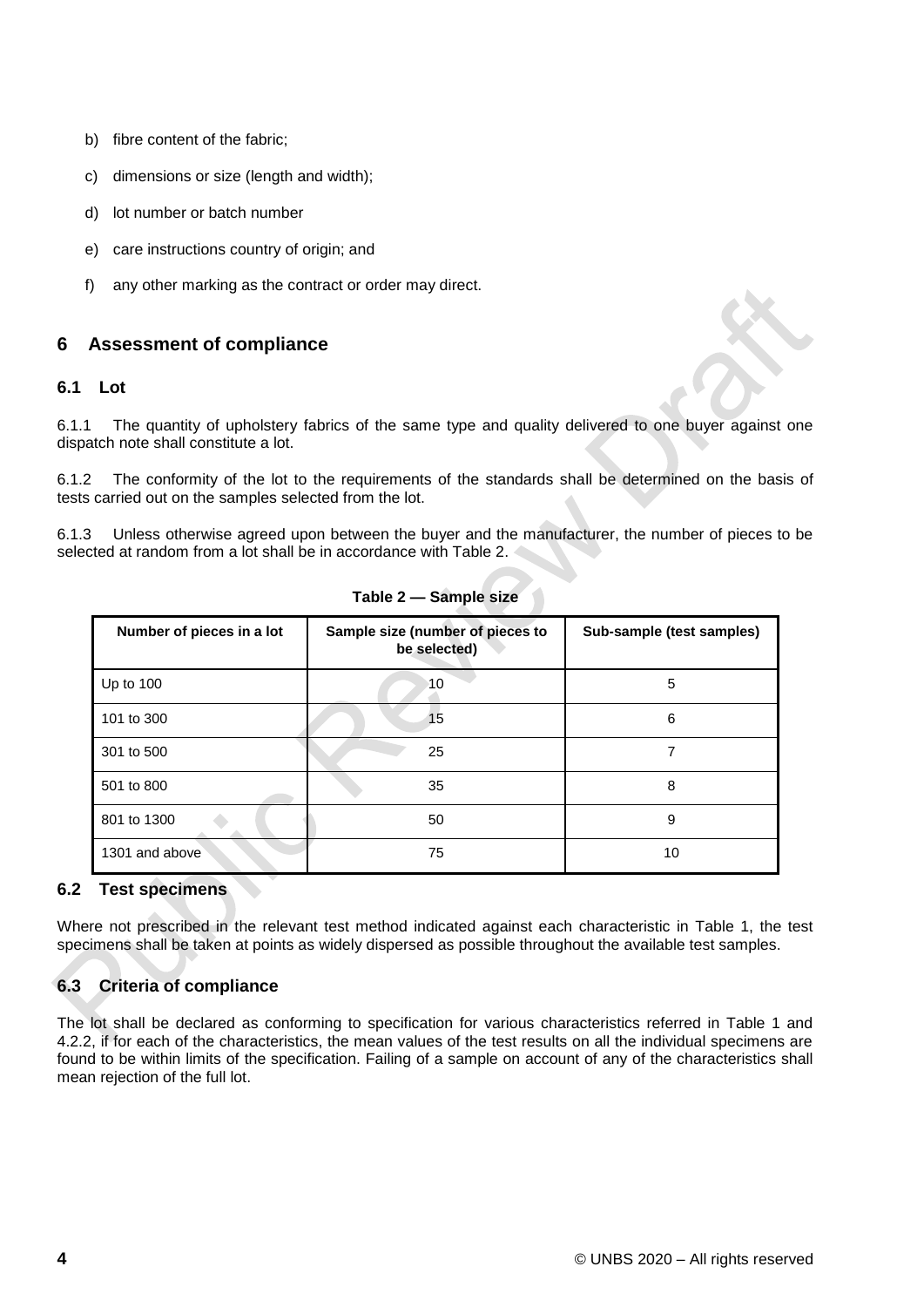b) fibre content of the fabric;

c) dimensions or size (length and width);

d) lot number or batch number

e) care instructions country of origin; and

f) any other marking as the contract or order may direct.

## 6 Assessment of compliance

### 6.1 Lot

6.1.1 The quantity of upholstery fabrics of the same type and quality delivered to one buyer against one dispatch note shall constitute a lot.

6.1.2 The conformity of the lot to the requirements of the standards shall be determined on the basis of tests carried out on the samples selected from the lot.

6.1.3 Unless otherwise agreed upon between the buyer and the manufacturer, the number of pieces to be selected at random from a lot shall be in accordance with Table 2.

**Table 2 — Sample size**

| Number of pieces in a lot | Sample size (number of pieces to be selected) | Sub-sample (test samples) |
|---|---|---|
| Up to 100 | 10 | 5 |
| 101 to 300 | 15 | 6 |
| 301 to 500 | 25 | 7 |
| 501 to 800 | 35 | 8 |
| 801 to 1300 | 50 | 9 |
| 1301 and above | 75 | 10 |

### 6.2 Test specimens

Where not prescribed in the relevant test method indicated against each characteristic in Table 1, the test specimens shall be taken at points as widely dispersed as possible throughout the available test samples.

### 6.3 Criteria of compliance

The lot shall be declared as conforming to specification for various characteristics referred in Table 1 and 4.2.2, if for each of the characteristics, the mean values of the test results on all the individual specimens are found to be within limits of the specification. Failing of a sample on account of any of the characteristics shall mean rejection of the full lot.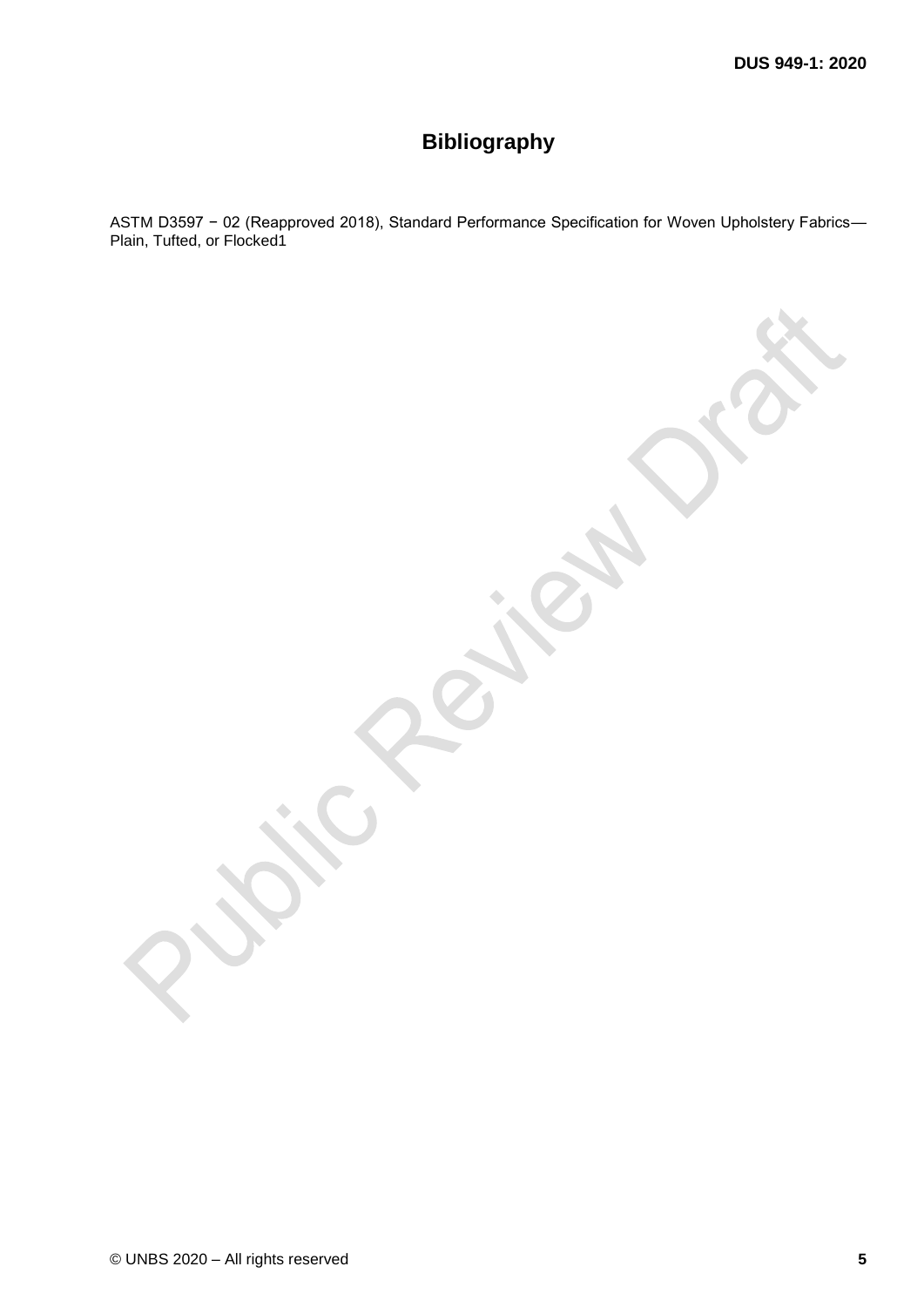# Bibliography

ASTM D3597 − 02 (Reapproved 2018), Standard Performance Specification for Woven Upholstery Fabrics—Plain, Tufted, or Flocked1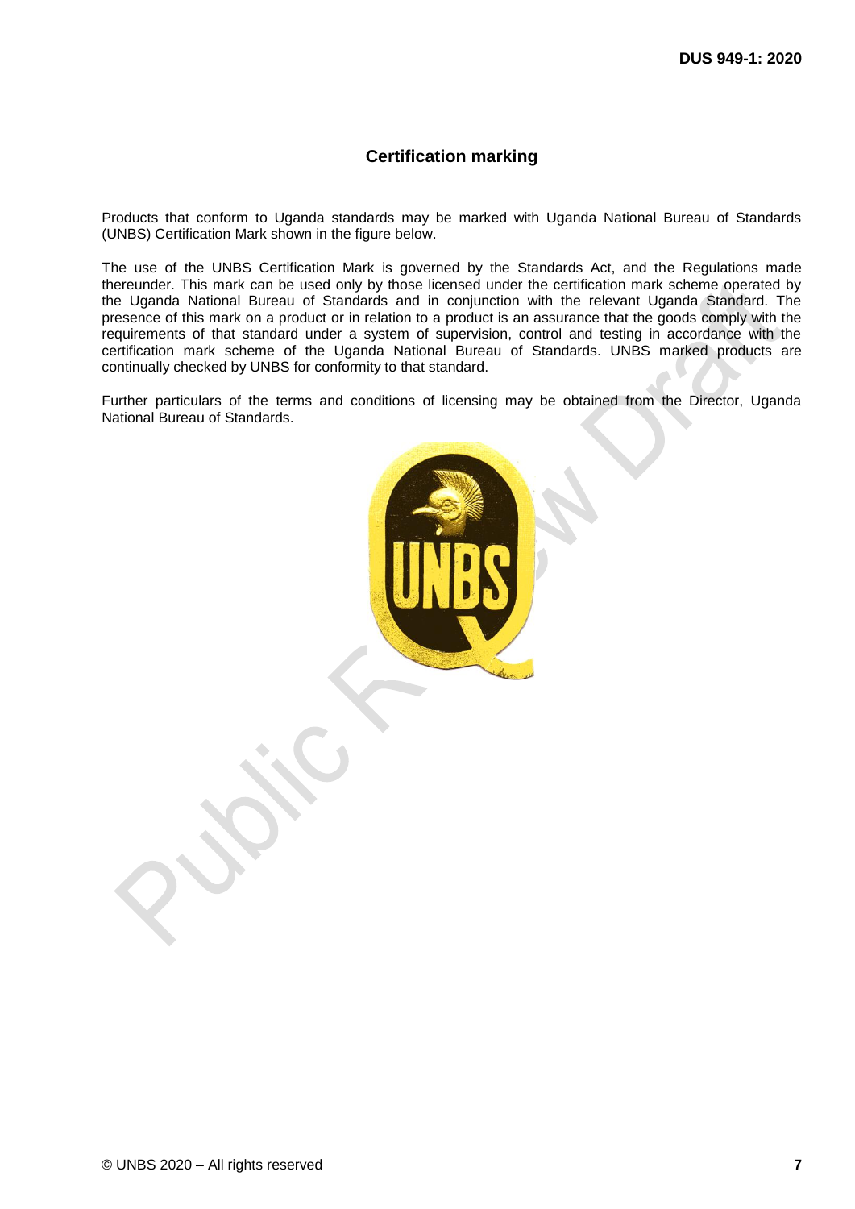## Certification marking

Products that conform to Uganda standards may be marked with Uganda National Bureau of Standards (UNBS) Certification Mark shown in the figure below.

The use of the UNBS Certification Mark is governed by the Standards Act, and the Regulations made thereunder. This mark can be used only by those licensed under the certification mark scheme operated by the Uganda National Bureau of Standards and in conjunction with the relevant Uganda Standard. The presence of this mark on a product or in relation to a product is an assurance that the goods comply with the requirements of that standard under a system of supervision, control and testing in accordance with the certification mark scheme of the Uganda National Bureau of Standards. UNBS marked products are continually checked by UNBS for conformity to that standard.

Further particulars of the terms and conditions of licensing may be obtained from the Director, Uganda National Bureau of Standards.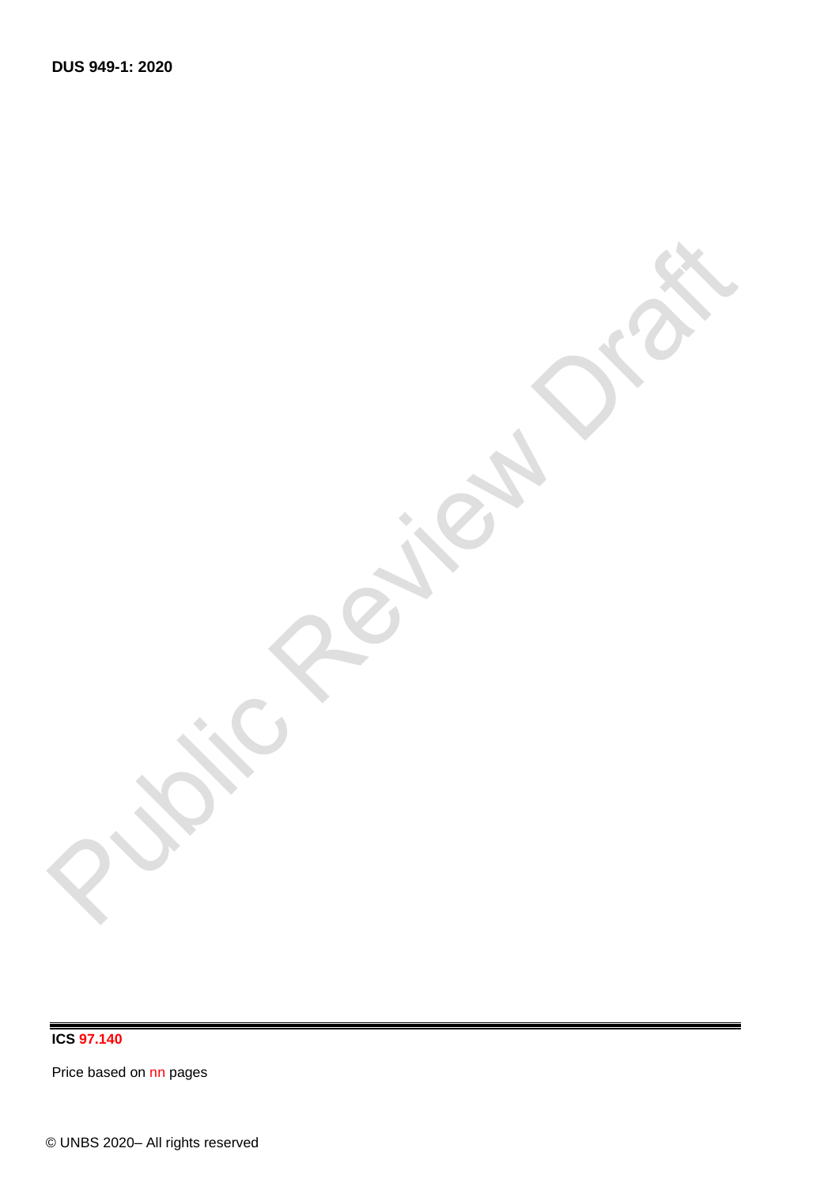**DUS 949-1: 2020**

**ICS 97.140**

Price based on nn pages

© UNBS 2020– All rights reserved